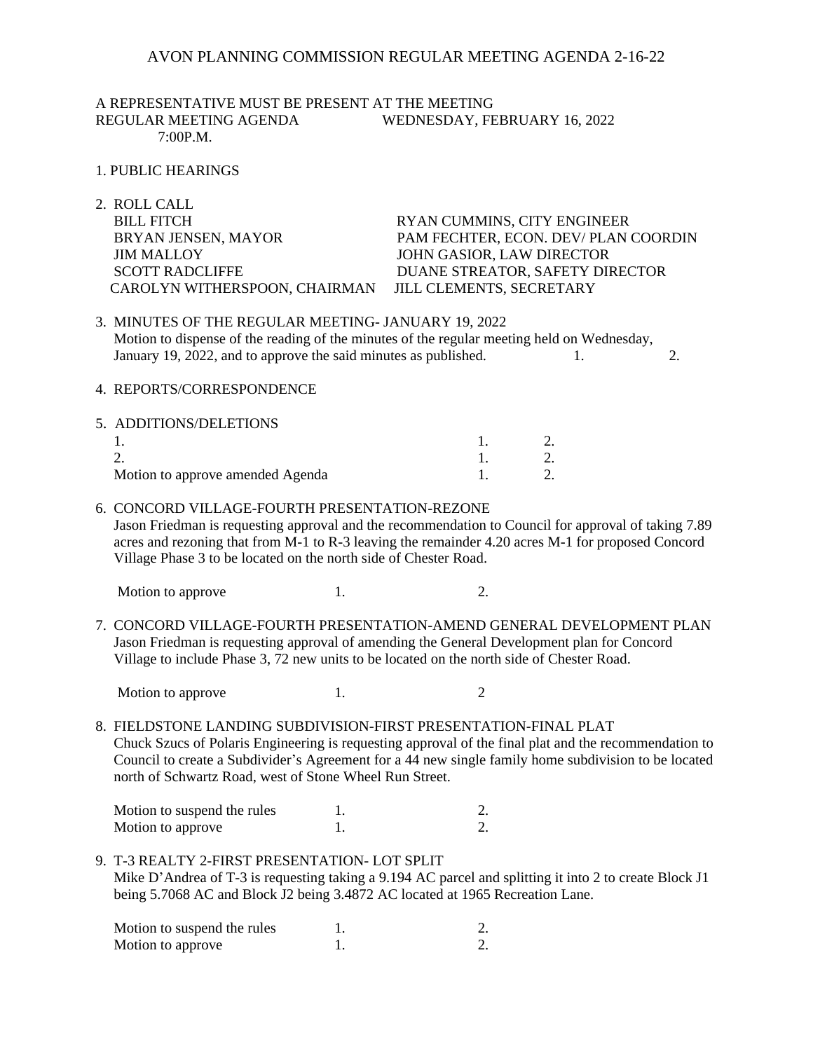# AVON PLANNING COMMISSION REGULAR MEETING AGENDA 2-16-22

A REPRESENTATIVE MUST BE PRESENT AT THE MEETING
REGULAR MEETING AGENDA WEDNESDAY, FEBRUARY 16, 2022
7:00P.M.

1. PUBLIC HEARINGS

2. ROLL CALL

| | |
|---|---|
| BILL FITCH | RYAN CUMMINS, CITY ENGINEER |
| BRYAN JENSEN, MAYOR | PAM FECHTER, ECON. DEV/ PLAN COORDIN |
| JIM MALLOY | JOHN GASIOR, LAW DIRECTOR |
| SCOTT RADCLIFFE | DUANE STREATOR, SAFETY DIRECTOR |
| CAROLYN WITHERSPOON, CHAIRMAN | JILL CLEMENTS, SECRETARY |

3. MINUTES OF THE REGULAR MEETING- JANUARY 19, 2022
   Motion to dispense of the reading of the minutes of the regular meeting held on Wednesday, January 19, 2022, and to approve the said minutes as published. 1. 2.

4. REPORTS/CORRESPONDENCE

5. ADDITIONS/DELETIONS

| | | |
|---|---|---|
| 1. | 1. | 2. |
| 2. | 1. | 2. |
| Motion to approve amended Agenda | 1. | 2. |

6. CONCORD VILLAGE-FOURTH PRESENTATION-REZONE
   Jason Friedman is requesting approval and the recommendation to Council for approval of taking 7.89 acres and rezoning that from M-1 to R-3 leaving the remainder 4.20 acres M-1 for proposed Concord Village Phase 3 to be located on the north side of Chester Road.

   Motion to approve 1. 2.

7. CONCORD VILLAGE-FOURTH PRESENTATION-AMEND GENERAL DEVELOPMENT PLAN
   Jason Friedman is requesting approval of amending the General Development plan for Concord Village to include Phase 3, 72 new units to be located on the north side of Chester Road.

   Motion to approve 1. 2

8. FIELDSTONE LANDING SUBDIVISION-FIRST PRESENTATION-FINAL PLAT
   Chuck Szucs of Polaris Engineering is requesting approval of the final plat and the recommendation to Council to create a Subdivider's Agreement for a 44 new single family home subdivision to be located north of Schwartz Road, west of Stone Wheel Run Street.

| | | |
|---|---|---|
| Motion to suspend the rules | 1. | 2. |
| Motion to approve | 1. | 2. |

9. T-3 REALTY 2-FIRST PRESENTATION- LOT SPLIT
   Mike D'Andrea of T-3 is requesting taking a 9.194 AC parcel and splitting it into 2 to create Block J1 being 5.7068 AC and Block J2 being 3.4872 AC located at 1965 Recreation Lane.

| | | |
|---|---|---|
| Motion to suspend the rules | 1. | 2. |
| Motion to approve | 1. | 2. |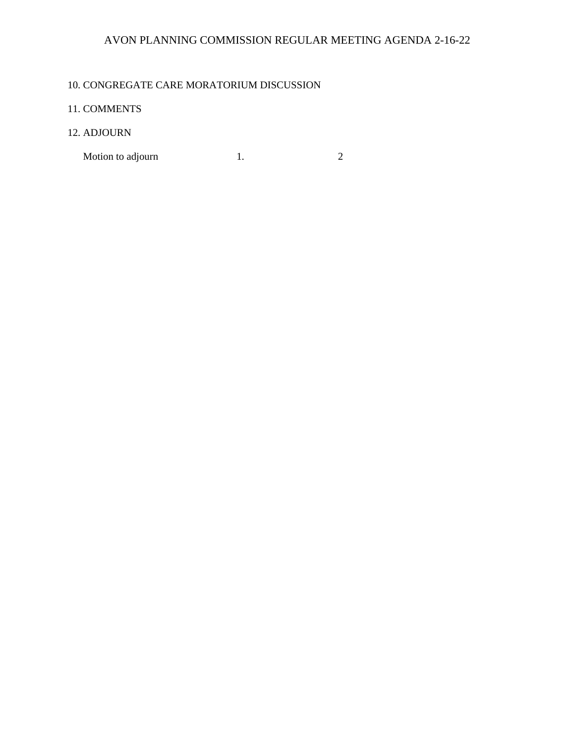10. CONGREGATE CARE MORATORIUM DISCUSSION

11. COMMENTS

12. ADJOURN

| | | |
|---|---|---|
| Motion to adjourn | 1. | 2 |